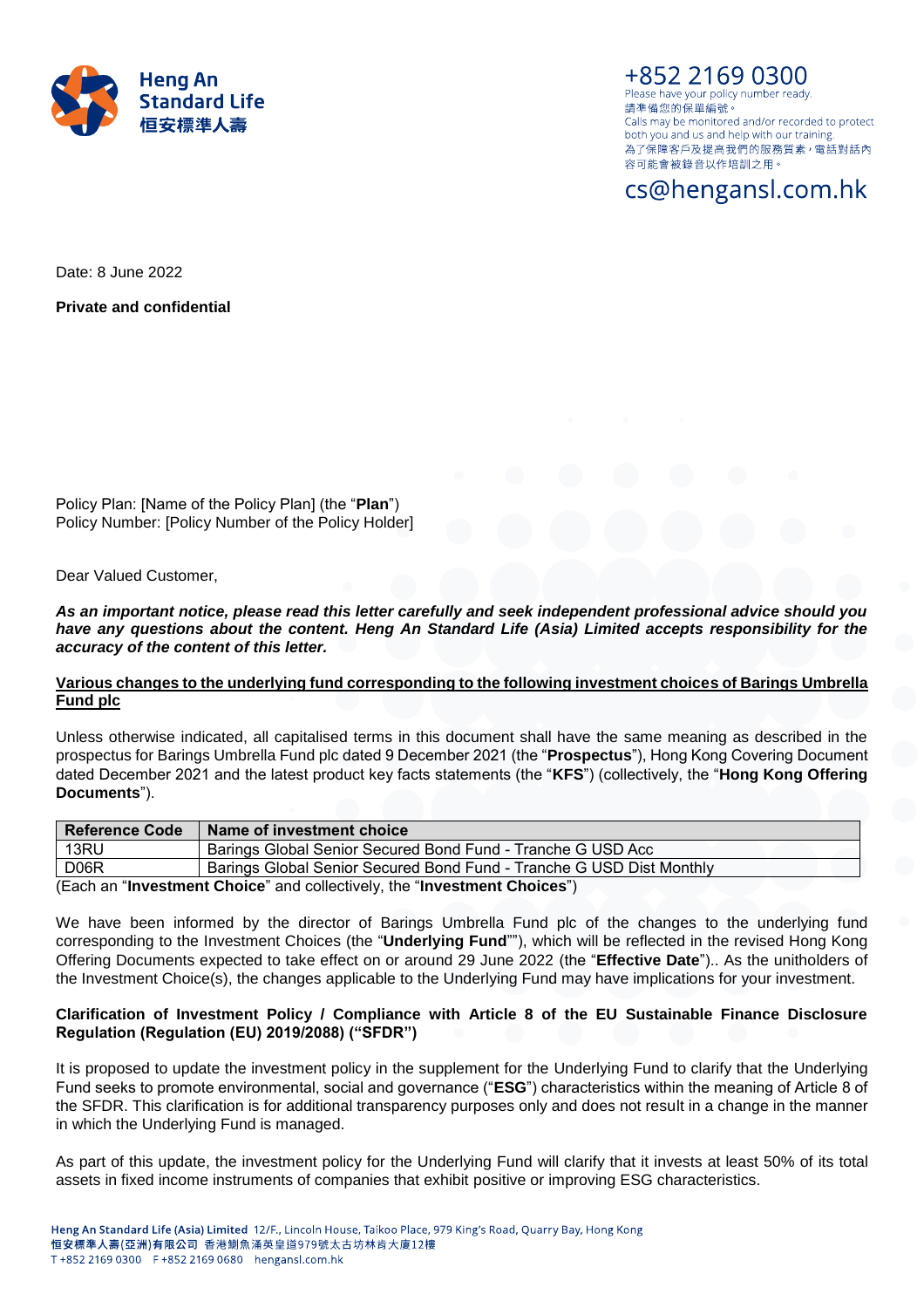Heng An Standard Life
恒安標準人壽

+852 2169 0300
Please have your policy number ready.
請準備您的保單編號。
Calls may be monitored and/or recorded to protect both you and us and help with our training.
為了保障客戶及提高我們的服務質素，電話對話內容可能會被錄音以作培訓之用。

cs@hengansl.com.hk

Date: 8 June 2022

**Private and confidential**

Policy Plan: [Name of the Policy Plan] (the "**Plan**")
Policy Number: [Policy Number of the Policy Holder]

Dear Valued Customer,

***As an important notice, please read this letter carefully and seek independent professional advice should you have any questions about the content. Heng An Standard Life (Asia) Limited accepts responsibility for the accuracy of the content of this letter.***

**Various changes to the underlying fund corresponding to the following investment choices of Barings Umbrella Fund plc**

Unless otherwise indicated, all capitalised terms in this document shall have the same meaning as described in the prospectus for Barings Umbrella Fund plc dated 9 December 2021 (the "**Prospectus**"), Hong Kong Covering Document dated December 2021 and the latest product key facts statements (the "**KFS**") (collectively, the "**Hong Kong Offering Documents**").

| Reference Code | Name of investment choice |
|---|---|
| 13RU | Barings Global Senior Secured Bond Fund - Tranche G USD Acc |
| D06R | Barings Global Senior Secured Bond Fund - Tranche G USD Dist Monthly |

(Each an "**Investment Choice**" and collectively, the "**Investment Choices**")

We have been informed by the director of Barings Umbrella Fund plc of the changes to the underlying fund corresponding to the Investment Choices (the "**Underlying Fund**""), which will be reflected in the revised Hong Kong Offering Documents expected to take effect on or around 29 June 2022 (the "**Effective Date**").. As the unitholders of the Investment Choice(s), the changes applicable to the Underlying Fund may have implications for your investment.

**Clarification of Investment Policy / Compliance with Article 8 of the EU Sustainable Finance Disclosure Regulation (Regulation (EU) 2019/2088) ("SFDR")**

It is proposed to update the investment policy in the supplement for the Underlying Fund to clarify that the Underlying Fund seeks to promote environmental, social and governance ("**ESG**") characteristics within the meaning of Article 8 of the SFDR. This clarification is for additional transparency purposes only and does not result in a change in the manner in which the Underlying Fund is managed.

As part of this update, the investment policy for the Underlying Fund will clarify that it invests at least 50% of its total assets in fixed income instruments of companies that exhibit positive or improving ESG characteristics.

**Heng An Standard Life (Asia) Limited** 12/F., Lincoln House, Taikoo Place, 979 King's Road, Quarry Bay, Hong Kong
**恒安標準人壽(亞洲)有限公司** 香港鰂魚涌英皇道979號太古坊林肯大廈12樓
T +852 2169 0300 F +852 2169 0680 hengansl.com.hk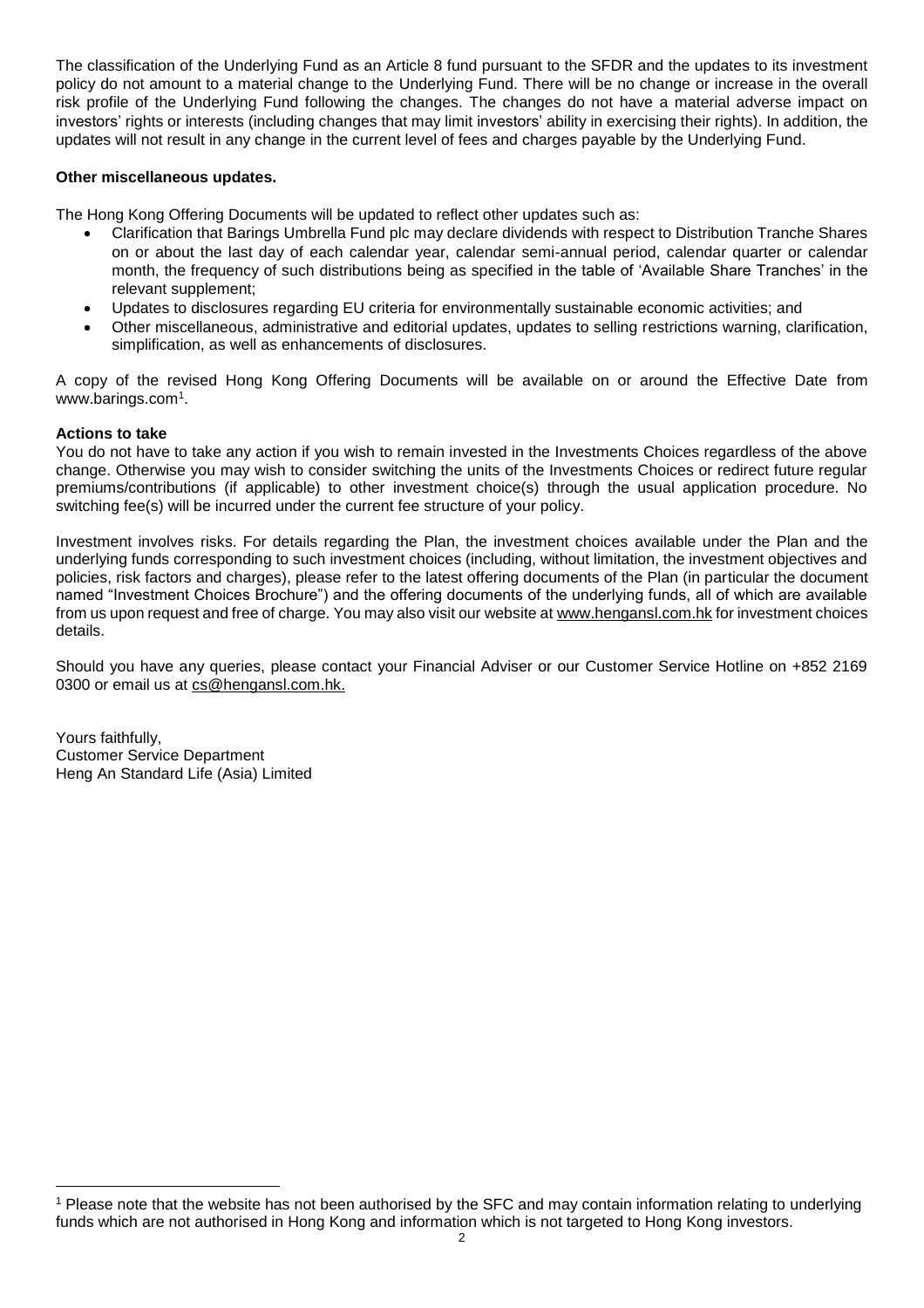The classification of the Underlying Fund as an Article 8 fund pursuant to the SFDR and the updates to its investment policy do not amount to a material change to the Underlying Fund. There will be no change or increase in the overall risk profile of the Underlying Fund following the changes. The changes do not have a material adverse impact on investors' rights or interests (including changes that may limit investors' ability in exercising their rights). In addition, the updates will not result in any change in the current level of fees and charges payable by the Underlying Fund.

**Other miscellaneous updates.**

The Hong Kong Offering Documents will be updated to reflect other updates such as:

- Clarification that Barings Umbrella Fund plc may declare dividends with respect to Distribution Tranche Shares on or about the last day of each calendar year, calendar semi-annual period, calendar quarter or calendar month, the frequency of such distributions being as specified in the table of 'Available Share Tranches' in the relevant supplement;
- Updates to disclosures regarding EU criteria for environmentally sustainable economic activities; and
- Other miscellaneous, administrative and editorial updates, updates to selling restrictions warning, clarification, simplification, as well as enhancements of disclosures.

A copy of the revised Hong Kong Offering Documents will be available on or around the Effective Date from www.barings.com[1].

**Actions to take**

You do not have to take any action if you wish to remain invested in the Investments Choices regardless of the above change. Otherwise you may wish to consider switching the units of the Investments Choices or redirect future regular premiums/contributions (if applicable) to other investment choice(s) through the usual application procedure. No switching fee(s) will be incurred under the current fee structure of your policy.

Investment involves risks. For details regarding the Plan, the investment choices available under the Plan and the underlying funds corresponding to such investment choices (including, without limitation, the investment objectives and policies, risk factors and charges), please refer to the latest offering documents of the Plan (in particular the document named "Investment Choices Brochure") and the offering documents of the underlying funds, all of which are available from us upon request and free of charge. You may also visit our website at www.hengansl.com.hk for investment choices details.

Should you have any queries, please contact your Financial Adviser or our Customer Service Hotline on +852 2169 0300 or email us at cs@hengansl.com.hk.

Yours faithfully,
Customer Service Department
Heng An Standard Life (Asia) Limited

[1] Please note that the website has not been authorised by the SFC and may contain information relating to underlying funds which are not authorised in Hong Kong and information which is not targeted to Hong Kong investors.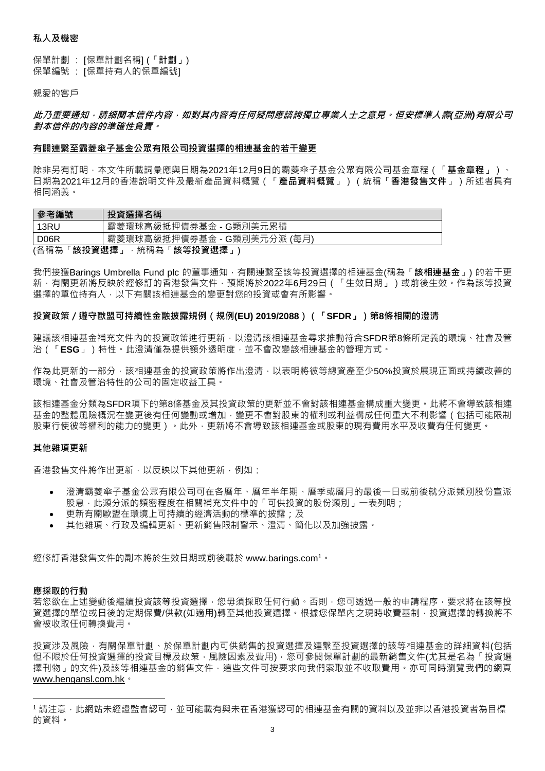**私人及機密**

保單計劃 ： [保單計劃名稱] (「**計劃**」)
保單編號 ： [保單持有人的保單編號]

親愛的客戶

***此乃重要通知，請細閱本信件內容，如對其內容有任何疑問應諮詢獨立專業人士之意見。恒安標準人壽(亞洲)有限公司對本信件的內容的準確性負責。***

**有關連繫至霸菱傘子基金公眾有限公司投資選擇的相連基金的若干變更**

除非另有訂明，本文件所載詞彙應與日期為2021年12月9日的霸菱傘子基金公眾有限公司基金章程（「**基金章程**」）、日期為2021年12月的香港說明文件及最新產品資料概覽（「**產品資料概覽**」）（統稱「**香港發售文件**」）所述者具有相同涵義。

| **參考編號** | **投資選擇名稱** |
|---|---|
| 13RU | 霸菱環球高級抵押債券基金 - G類別美元累積 |
| D06R | 霸菱環球高級抵押債券基金 - G類別美元分派 (每月) |

(各稱為「**該投資選擇**」，統稱為「**該等投資選擇**」)

我們接獲Barings Umbrella Fund plc 的董事通知，有關連繫至該等投資選擇的相連基金(稱為「**該相連基金**」) 的若干更新，有關更新將反映於經修訂的香港發售文件，預期將於2022年6月29日（「生效日期」）或前後生效。作為該等投資選擇的單位持有人，以下有關該相連基金的變更對您的投資或會有所影響。

**投資政策／遵守歐盟可持續性金融披露規例（規例(EU) 2019/2088）（「SFDR」）第8條相關的澄清**

建議該相連基金補充文件內的投資政策進行更新，以澄清該相連基金尋求推動符合SFDR第8條所定義的環境、社會及管治（「**ESG**」）特性。此澄清僅為提供額外透明度，並不會改變該相連基金的管理方式。

作為此更新的一部分，該相連基金的投資政策將作出澄清，以表明將彼等總資產至少50%投資於展現正面或持續改善的環境、社會及管治特性的公司的固定收益工具。

該相連基金分類為SFDR項下的第8條基金及其投資政策的更新並不會對該相連基金構成重大變更。此將不會導致該相連基金的整體風險概況在變更後有任何變動或增加，變更不會對股東的權利或利益構成任何重大不利影響（包括可能限制股東行使彼等權利的能力的變更）。此外，更新將不會導致該相連基金或股東的現有費用水平及收費有任何變更。

**其他雜項更新**

香港發售文件將作出更新，以反映以下其他更新，例如：

- 澄清霸菱傘子基金公眾有限公司可在各曆年、曆年半年期、曆季或曆月的最後一日或前後就分派類別股份宣派股息，此類分派的頻密程度在相關補充文件中的「可供投資的股份類別」一表列明；
- 更新有關歐盟在環境上可持續的經濟活動的標準的披露；及
- 其他雜項、行政及編輯更新、更新銷售限制警示、澄清、簡化以及加強披露。

經修訂香港發售文件的副本將於生效日期或前後載於 www.barings.com[1]。

**應採取的行動**

若您欲在上述變動後繼續投資該等投資選擇，您毋須採取任何行動。否則，您可透過一般的申請程序，要求將在該等投資選擇的單位或日後的定期保費/供款(如適用)轉至其他投資選擇。根據您保單內之現時收費基制，投資選擇的轉換將不會被收取任何轉換費用。

投資涉及風險，有關保單計劃、於保單計劃內可供銷售的投資選擇及連繫至投資選擇的該等相連基金的詳細資料(包括但不限於任何投資選擇的投資目標及政策，風險因素及費用)，您可參閱保單計劃的最新銷售文件(尤其是名為「投資選擇刊物」的文件)及該等相連基金的銷售文件，這些文件可按要求向我們索取並不收取費用。亦可同時瀏覽我們的網頁 www.hengansl.com.hk。

[1] 請注意，此網站未經證監會認可，並可能載有與未在香港獲認可的相連基金有關的資料以及並非以香港投資者為目標的資料。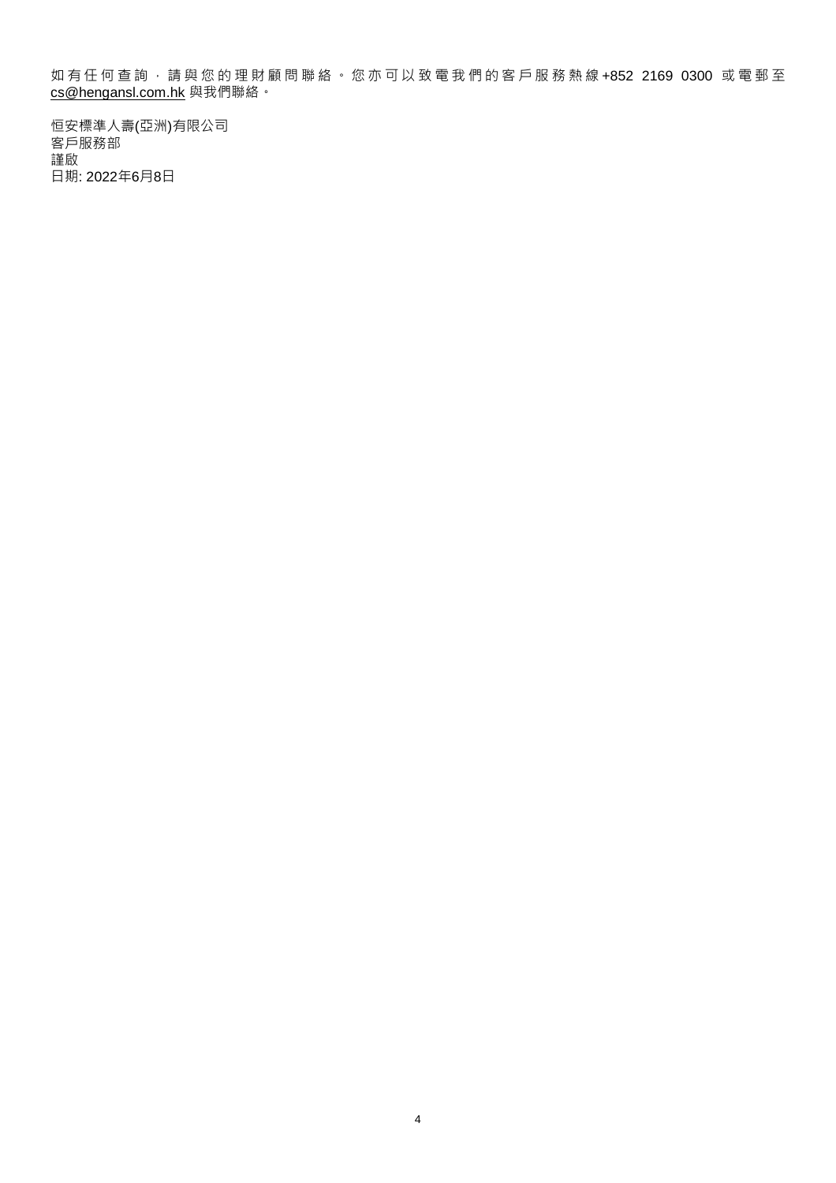如有任何查詢，請與您的理財顧問聯絡。您亦可以致電我們的客戶服務熱線+852 2169 0300 或電郵至 cs@hengansl.com.hk 與我們聯絡。

恒安標準人壽(亞洲)有限公司  
客戶服務部  
謹啟  
日期: 2022年6月8日